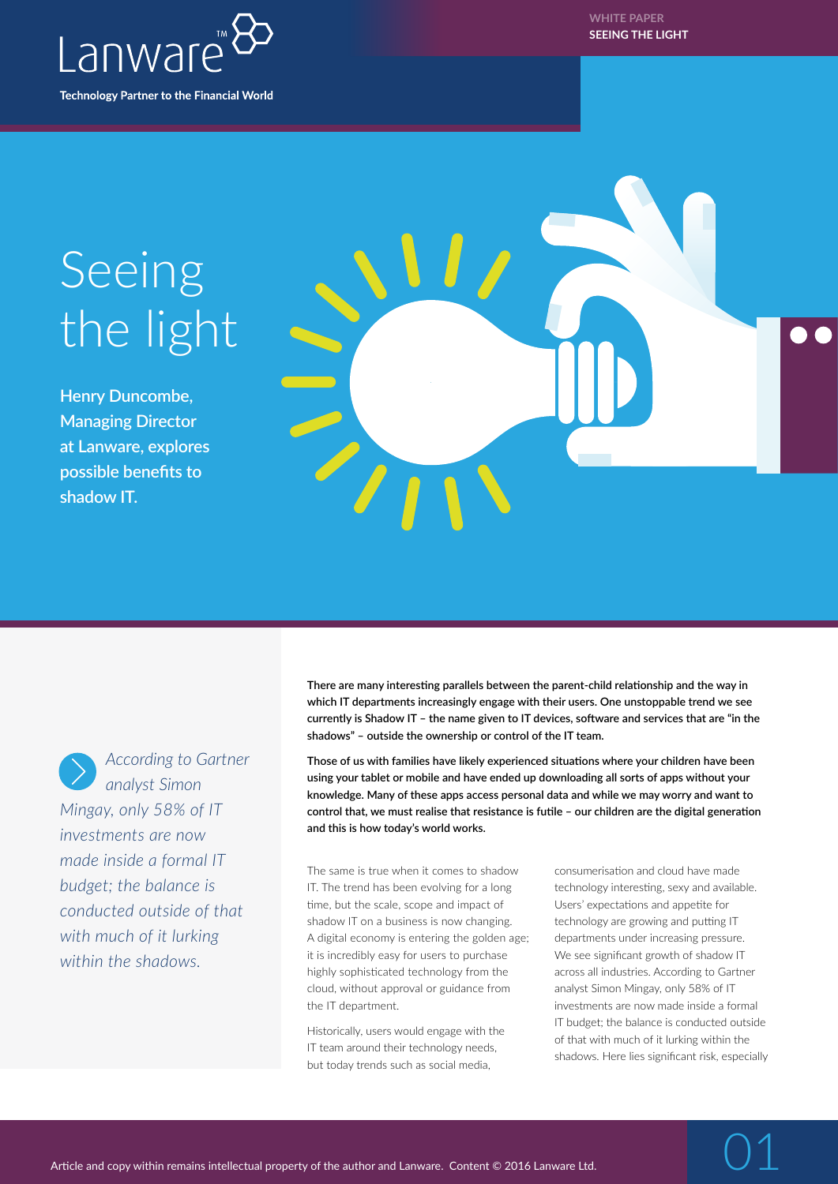# Seeing the light

**Henry Duncombe, Managing Director at Lanware, explores possible benefits to shadow IT.**

**There are many interesting parallels between the parent-child relationship and the way in which IT departments increasingly engage with their users. One unstoppable trend we see currently is Shadow IT – the name given to IT devices, software and services that are "in the shadows" – outside the ownership or control of the IT team.**

**Those of us with families have likely experienced situations where your children have been using your tablet or mobile and have ended up downloading all sorts of apps without your knowledge. Many of these apps access personal data and while we may worry and want to control that, we must realise that resistance is futile – our children are the digital generation and this is how today's world works.**

> *According to Gartner analyst Simon Mingay, only 58% of IT investments are now made inside a formal IT budget; the balance is conducted outside of that with much of it lurking within the shadows.*

The same is true when it comes to shadow IT. The trend has been evolving for a long time, but the scale, scope and impact of shadow IT on a business is now changing. A digital economy is entering the golden age; it is incredibly easy for users to purchase highly sophisticated technology from the cloud, without approval or guidance from the IT department.

Historically, users would engage with the IT team around their technology needs, but today trends such as social media, consumerisation and cloud have made technology interesting, sexy and available. Users' expectations and appetite for technology are growing and putting IT departments under increasing pressure. We see significant growth of shadow IT across all industries. According to Gartner analyst Simon Mingay, only 58% of IT investments are now made inside a formal IT budget; the balance is conducted outside of that with much of it lurking within the shadows. Here lies significant risk, especially

Article and copy within remains intellectual property of the author and Lanware. Content © 2016 Lanware Ltd.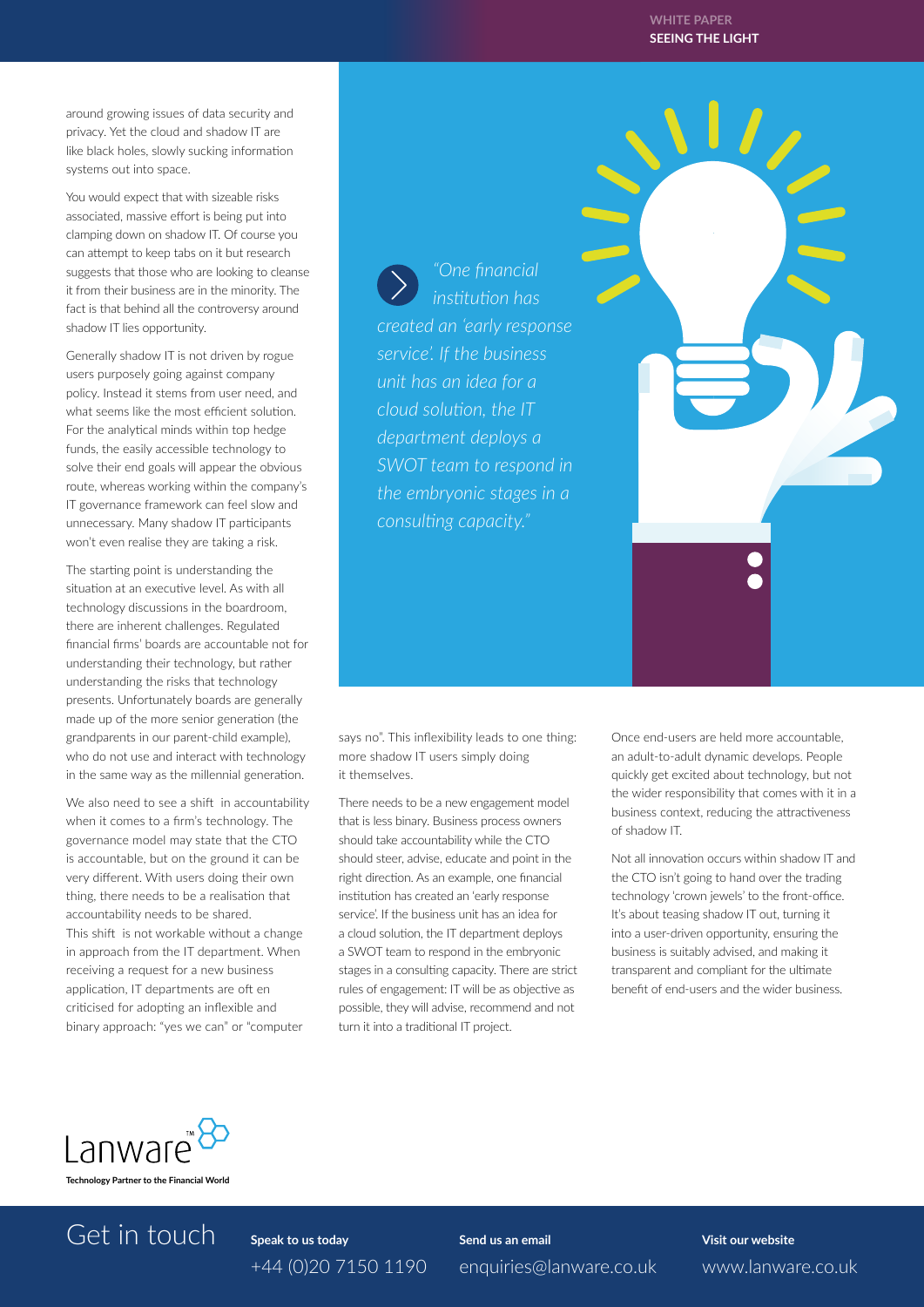around growing issues of data security and privacy. Yet the cloud and shadow IT are like black holes, slowly sucking information systems out into space.

You would expect that with sizeable risks associated, massive effort is being put into clamping down on shadow IT. Of course you can attempt to keep tabs on it but research suggests that those who are looking to cleanse it from their business are in the minority. The fact is that behind all the controversy around shadow IT lies opportunity.

Generally shadow IT is not driven by rogue users purposely going against company policy. Instead it stems from user need, and what seems like the most efficient solution. For the analytical minds within top hedge funds, the easily accessible technology to solve their end goals will appear the obvious route, whereas working within the company's IT governance framework can feel slow and unnecessary. Many shadow IT participants won't even realise they are taking a risk.

The starting point is understanding the situation at an executive level. As with all technology discussions in the boardroom, there are inherent challenges. Regulated financial firms' boards are accountable not for understanding their technology, but rather understanding the risks that technology presents. Unfortunately boards are generally made up of the more senior generation (the grandparents in our parent-child example), who do not use and interact with technology in the same way as the millennial generation.

We also need to see a shift in accountability when it comes to a firm's technology. The governance model may state that the CTO is accountable, but on the ground it can be very different. With users doing their own thing, there needs to be a realisation that accountability needs to be shared. This shift is not workable without a change in approach from the IT department. When receiving a request for a new business application, IT departments are oft en criticised for adopting an inflexible and binary approach: "yes we can" or "computer says no". This inflexibility leads to one thing: more shadow IT users simply doing it themselves.

*"One financial institution has created an 'early response service'. If the business unit has an idea for a cloud solution, the IT department deploys a SWOT team to respond in the embryonic stages in a consulting capacity."*

There needs to be a new engagement model that is less binary. Business process owners should take accountability while the CTO should steer, advise, educate and point in the right direction. As an example, one financial institution has created an 'early response service'. If the business unit has an idea for a cloud solution, the IT department deploys a SWOT team to respond in the embryonic stages in a consulting capacity. There are strict rules of engagement: IT will be as objective as possible, they will advise, recommend and not turn it into a traditional IT project.

Once end-users are held more accountable, an adult-to-adult dynamic develops. People quickly get excited about technology, but not the wider responsibility that comes with it in a business context, reducing the attractiveness of shadow IT.

Not all innovation occurs within shadow IT and the CTO isn't going to hand over the trading technology 'crown jewels' to the front-office. It's about teasing shadow IT out, turning it into a user-driven opportunity, ensuring the business is suitably advised, and making it transparent and compliant for the ultimate benefit of end-users and the wider business.

Lanware™
Technology Partner to the Financial World

## Get in touch

**Speak to us today**
+44 (0)20 7150 1190

**Send us an email**
enquiries@lanware.co.uk

**Visit our website**
www.lanware.co.uk